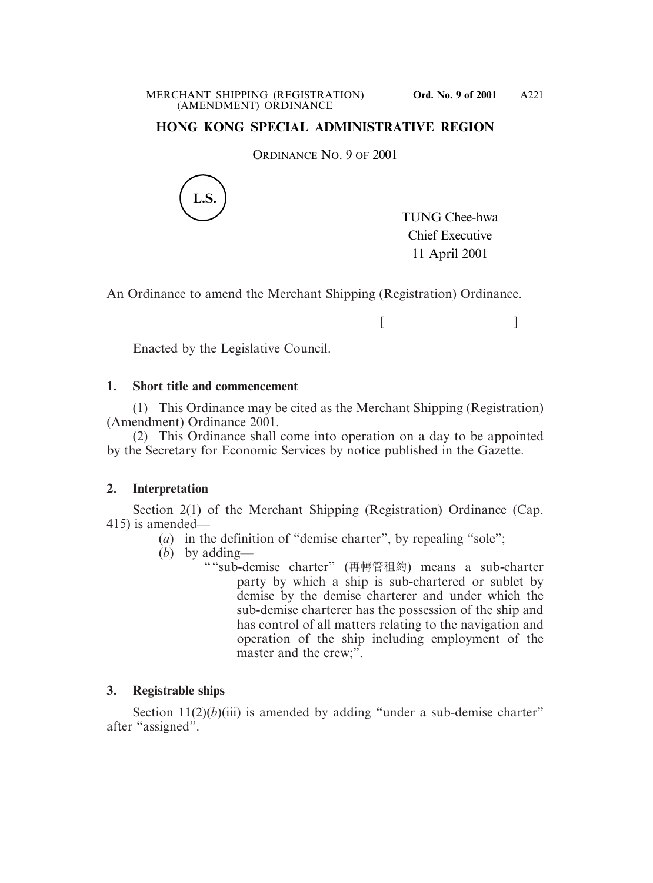# HONG KONG SPECIAL ADMINISTRATIVE REGION

ORDINANCE NO. 9 OF 2001

L.S.

TUNG Chee-hwa
Chief Executive
11 April 2001

An Ordinance to amend the Merchant Shipping (Registration) Ordinance.

[ ]

Enacted by the Legislative Council.

### 1. Short title and commencement

(1) This Ordinance may be cited as the Merchant Shipping (Registration) (Amendment) Ordinance 2001.

(2) This Ordinance shall come into operation on a day to be appointed by the Secretary for Economic Services by notice published in the Gazette.

### 2. Interpretation

Section 2(1) of the Merchant Shipping (Registration) Ordinance (Cap. 415) is amended—

(*a*) in the definition of "demise charter", by repealing "sole";

(*b*) by adding—

""sub-demise charter" (再轉管租約) means a sub-charter party by which a ship is sub-chartered or sublet by demise by the demise charterer and under which the sub-demise charterer has the possession of the ship and has control of all matters relating to the navigation and operation of the ship including employment of the master and the crew;".

### 3. Registrable ships

Section 11(2)(*b*)(iii) is amended by adding "under a sub-demise charter" after "assigned".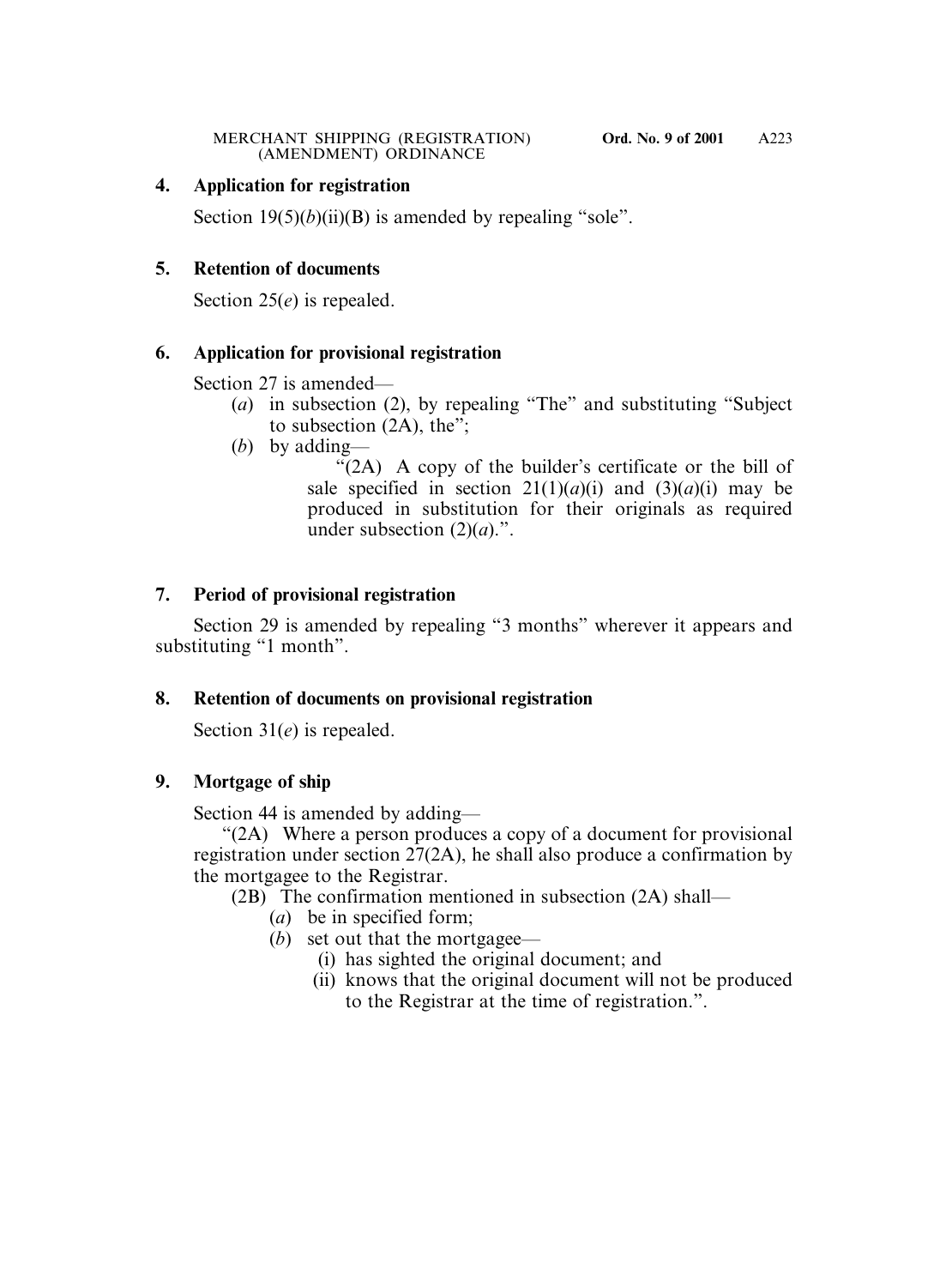**4. Application for registration**

Section 19(5)(*b*)(ii)(B) is amended by repealing "sole".

**5. Retention of documents**

Section 25(*e*) is repealed.

**6. Application for provisional registration**

Section 27 is amended—

(*a*) in subsection (2), by repealing "The" and substituting "Subject to subsection (2A), the";

(*b*) by adding—

"(2A) A copy of the builder's certificate or the bill of sale specified in section 21(1)(*a*)(i) and (3)(*a*)(i) may be produced in substitution for their originals as required under subsection (2)(*a*).".

**7. Period of provisional registration**

Section 29 is amended by repealing "3 months" wherever it appears and substituting "1 month".

**8. Retention of documents on provisional registration**

Section 31(*e*) is repealed.

**9. Mortgage of ship**

Section 44 is amended by adding—

"(2A) Where a person produces a copy of a document for provisional registration under section 27(2A), he shall also produce a confirmation by the mortgagee to the Registrar.

(2B) The confirmation mentioned in subsection (2A) shall—

(*a*) be in specified form;

(*b*) set out that the mortgagee—

(i) has sighted the original document; and

(ii) knows that the original document will not be produced to the Registrar at the time of registration.".